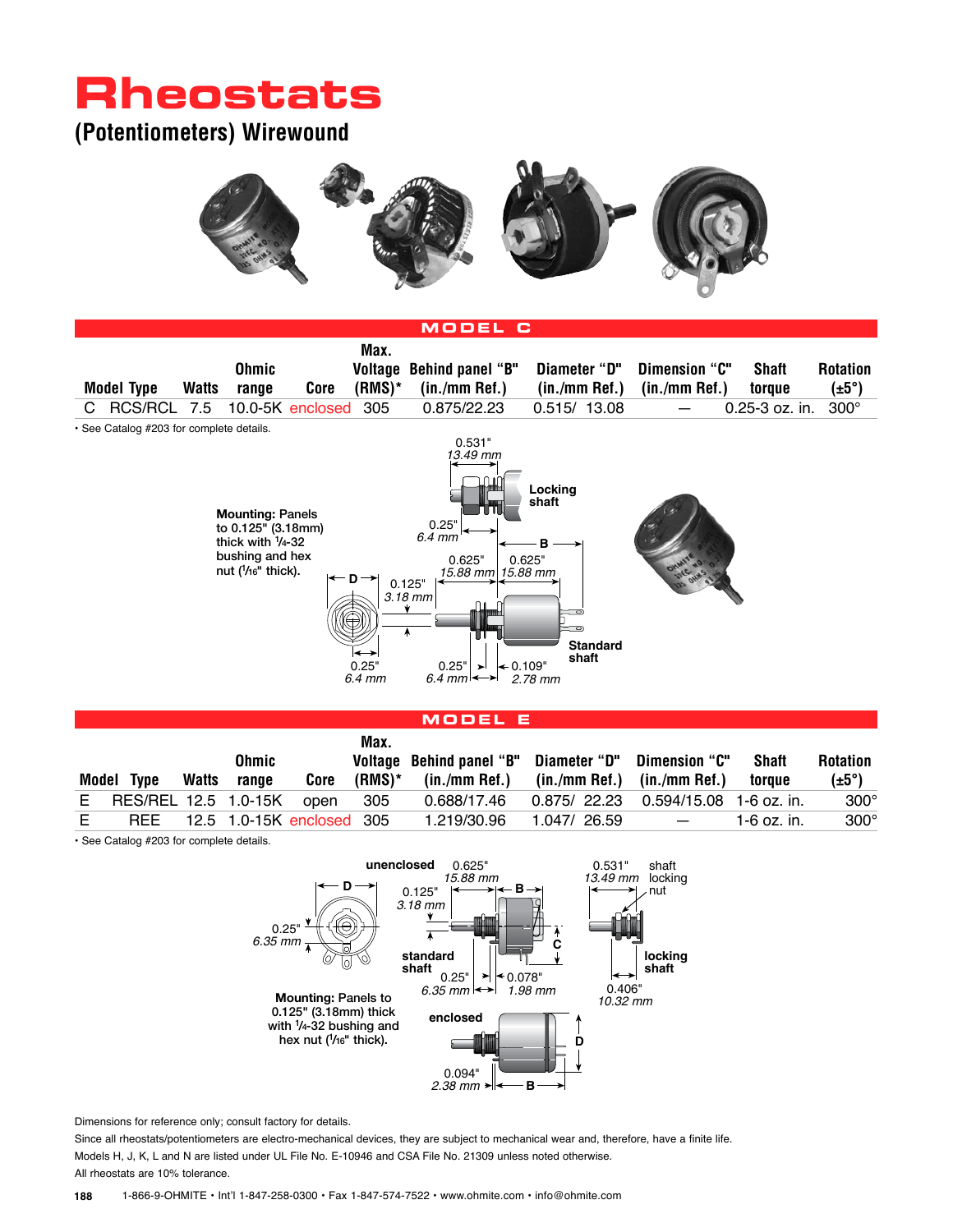# Rheostats

## (Potentiometers) Wirewound

### MODEL C

| Model | Type | Watts | Ohmic range | Core | Max. Voltage (RMS)* | Behind panel "B" (in./mm Ref.) | Diameter "D" (in./mm Ref.) | Dimension "C" (in./mm Ref.) | Shaft torque | Rotation (±5°) |
|---|---|---|---|---|---|---|---|---|---|---|
| C | RCS/RCL | 7.5 | 10.0-5K | enclosed | 305 | 0.875/22.23 | 0.515/ 13.08 | — | 0.25-3 oz. in. | 300° |

• See Catalog #203 for complete details.

Mounting: Panels to 0.125" (3.18mm) thick with 1/4-32 bushing and hex nut (1/16" thick).

Locking shaft: 0.531" 13.49 mm; 0.25" 6.4 mm

Standard shaft: D; 0.125" 3.18 mm; 0.625" 15.88 mm; B 0.625" 15.88 mm; 0.25" 6.4 mm; 0.25" 6.4 mm; 0.109" 2.78 mm

### MODEL E

| Model | Type | Watts | Ohmic range | Core | Max. Voltage (RMS)* | Behind panel "B" (in./mm Ref.) | Diameter "D" (in./mm Ref.) | Dimension "C" (in./mm Ref.) | Shaft torque | Rotation (±5°) |
|---|---|---|---|---|---|---|---|---|---|---|
| E | RES/REL | 12.5 | 1.0-15K | open | 305 | 0.688/17.46 | 0.875/ 22.23 | 0.594/15.08 | 1-6 oz. in. | 300° |
| E | REE | 12.5 | 1.0-15K | enclosed | 305 | 1.219/30.96 | 1.047/ 26.59 | — | 1-6 oz. in. | 300° |

• See Catalog #203 for complete details.

unenclosed: D; 0.25" 6.35 mm; 0.625" 15.88 mm; 0.125" 3.18 mm; B; C; standard shaft; 0.25" 6.35 mm; 0.078" 1.98 mm

0.531" 13.49 mm; shaft locking nut; locking shaft; 0.406" 10.32 mm

Mounting: Panels to 0.125" (3.18mm) thick with 1/4-32 bushing and hex nut (1/16" thick).

enclosed: D; 0.094" 2.38 mm; B

Dimensions for reference only; consult factory for details.

Since all rheostats/potentiometers are electro-mechanical devices, they are subject to mechanical wear and, therefore, have a finite life.

Models H, J, K, L and N are listed under UL File No. E-10946 and CSA File No. 21309 unless noted otherwise.

All rheostats are 10% tolerance.

1-866-9-OHMITE • Int'l 1-847-258-0300 • Fax 1-847-574-7522 • www.ohmite.com • info@ohmite.com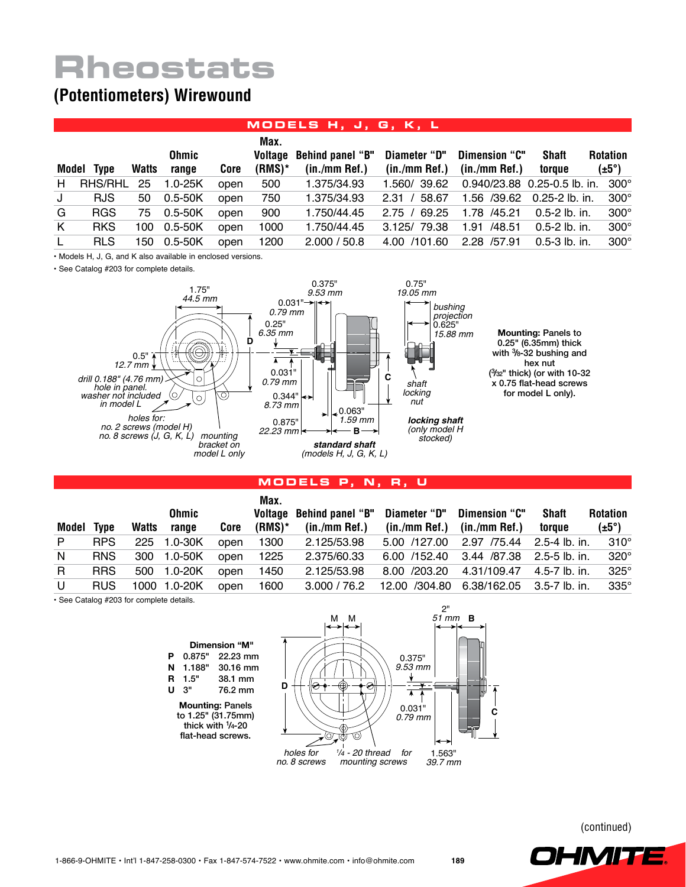# Rheostats

## (Potentiometers) Wirewound

### MODELS H, J, G, K, L

| Model | Type | Watts | Ohmic range | Core | Max. Voltage (RMS)* | Behind panel "B" (in./mm Ref.) | Diameter "D" (in./mm Ref.) | Dimension "C" (in./mm Ref.) | Shaft torque | Rotation (±5°) |
|---|---|---|---|---|---|---|---|---|---|---|
| H | RHS/RHL | 25 | 1.0-25K | open | 500 | 1.375/34.93 | 1.560/ 39.62 | 0.940/23.88 | 0.25-0.5 lb. in. | 300° |
| J | RJS | 50 | 0.5-50K | open | 750 | 1.375/34.93 | 2.31 / 58.67 | 1.56 /39.62 | 0.25-2 lb. in. | 300° |
| G | RGS | 75 | 0.5-50K | open | 900 | 1.750/44.45 | 2.75 / 69.25 | 1.78 /45.21 | 0.5-2 lb. in. | 300° |
| K | RKS | 100 | 0.5-50K | open | 1000 | 1.750/44.45 | 3.125/ 79.38 | 1.91 /48.51 | 0.5-2 lb. in. | 300° |
| L | RLS | 150 | 0.5-50K | open | 1200 | 2.000 / 50.8 | 4.00 /101.60 | 2.28 /57.91 | 0.5-3 lb. in. | 300° |

• Models H, J, G, and K also available in enclosed versions.

• See Catalog #203 for complete details.

1.75" 44.5 mm; 0.5" 12.7 mm; drill 0.188" (4.76 mm) hole in panel. washer not included in model L; holes for: no. 2 screws (model H) no. 8 screws (J, G, K, L); mounting bracket on model L only; D

0.375" 9.53 mm; 0.031" 0.79 mm; 0.25" 6.35 mm; 0.031" 0.79 mm; 0.344" 8.73 mm; 0.875" 22.23 mm; 0.063" 1.59 mm; B; C; *standard shaft* (models H, J, G, K, L)

0.75" 19.05 mm; bushing projection 0.625" 15.88 mm; shaft locking nut; *locking shaft* (only model H stocked)

**Mounting:** Panels to 0.25" (6.35mm) thick with 3/8-32 bushing and hex nut (3/32" thick) (or with 10-32 x 0.75 flat-head screws for model L only).

### MODELS P, N, R, U

| Model | Type | Watts | Ohmic range | Core | Max. Voltage (RMS)* | Behind panel "B" (in./mm Ref.) | Diameter "D" (in./mm Ref.) | Dimension "C" (in./mm Ref.) | Shaft torque | Rotation (±5°) |
|---|---|---|---|---|---|---|---|---|---|---|
| P | RPS | 225 | 1.0-30K | open | 1300 | 2.125/53.98 | 5.00 /127.00 | 2.97 /75.44 | 2.5-4 lb. in. | 310° |
| N | RNS | 300 | 1.0-50K | open | 1225 | 2.375/60.33 | 6.00 /152.40 | 3.44 /87.38 | 2.5-5 lb. in. | 320° |
| R | RRS | 500 | 1.0-20K | open | 1450 | 2.125/53.98 | 8.00 /203.20 | 4.31/109.47 | 4.5-7 lb. in. | 325° |
| U | RUS | 1000 | 1.0-20K | open | 1600 | 3.000 / 76.2 | 12.00 /304.80 | 6.38/162.05 | 3.5-7 lb. in. | 335° |

• See Catalog #203 for complete details.

**Dimension "M"**

| | | |
|---|---|---|
| P | 0.875" | 22.23 mm |
| N | 1.188" | 30.16 mm |
| R | 1.5" | 38.1 mm |
| U | 3" | 76.2 mm |

**Mounting:** Panels to 1.25" (31.75mm) thick with 1/4-20 flat-head screws.

M M; D; holes for no. 8 screws; 1/4 - 20 thread for mounting screws; 0.375" 9.53 mm; 0.031" 0.79 mm; 2" 51 mm B; C; 1.563" 39.7 mm

(continued)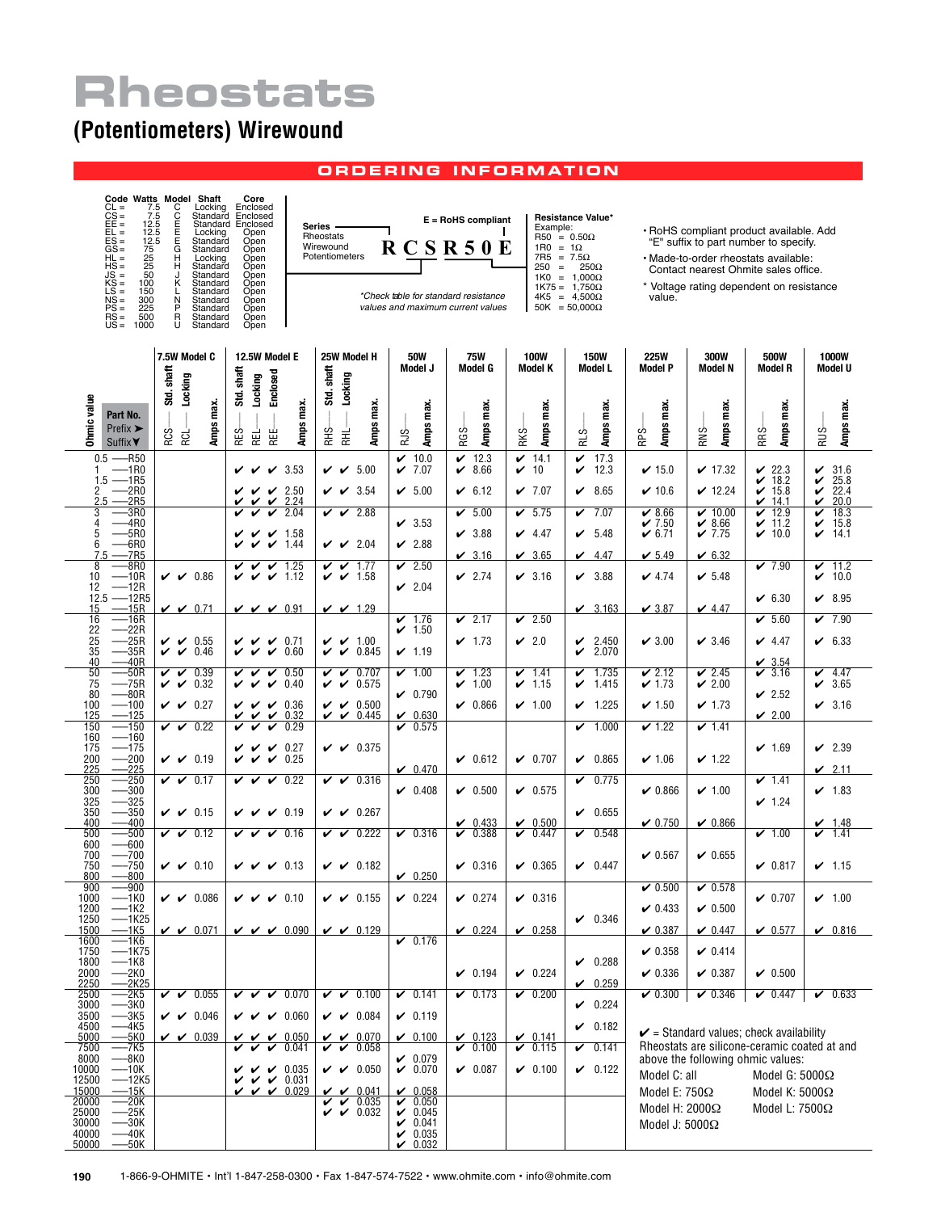# Rheostats

## (Potentiometers) Wirewound

### ORDERING INFORMATION

| Code | Watts | Model | Shaft | Core |
|---|---|---|---|---|
| CL = | 7.5 | C | Locking | Enclosed |
| CS = | 7.5 | C | Standard | Enclosed |
| EE = | 12.5 | E | Standard | Enclosed |
| EL = | 12.5 | E | Locking | Open |
| ES = | 12.5 | E | Standard | Open |
| GS = | 75 | G | Standard | Open |
| HL = | 25 | H | Locking | Open |
| HS = | 25 | H | Standard | Open |
| JS = | 50 | J | Standard | Open |
| KS = | 100 | K | Standard | Open |
| LS = | 150 | L | Standard | Open |
| NS = | 300 | N | Standard | Open |
| PS = | 225 | P | Standard | Open |
| RS = | 500 | R | Standard | Open |
| US = | 1000 | U | Standard | Open |

**Series** — Rheostats Wirewound Potentiometers

**R C S R 5 0 E**

E = RoHS compliant

**Resistance Value*** — Example:
- R50 = 0.50Ω
- 1R0 = 1Ω
- 7R5 = 7.5Ω
- 250 = 250Ω
- 1K0 = 1,000Ω
- 1K75 = 1,750Ω
- 4K5 = 4,500Ω
- 50K = 50,000Ω

*\*Check table for standard resistance values and maximum current values*

- RoHS compliant product available. Add "E" suffix to part number to specify.
- Made-to-order rheostats available: Contact nearest Ohmite sales office.

\* Voltage rating dependent on resistance value.

| Ohmic value | Part No. Prefix ➤ Suffix ▼ | 7.5W Model C (RCS— Std. shaft / RCL— Locking / Amps max.) | 12.5W Model E (RES— Std. shaft / REL— Locking / REE— Enclosed / Amps max.) | 25W Model H (RHS— Std. shaft / RHL— Locking / Amps max.) | 50W Model J (RJS— / Amps max.) | 75W Model G (RGS— / Amps max.) | 100W Model K (RKS— / Amps max.) | 150W Model L (RLS— / Amps max.) | 225W Model P (RPS— / Amps max.) | 300W Model N (RNS— / Amps max.) | 500W Model R (RRS— / Amps max.) | 1000W Model U (RUS— / Amps max.) |
|---|---|---|---|---|---|---|---|---|---|---|---|---|
| 0.5 | R50 | | | | ✔ 10.0 | ✔ 12.3 | ✔ 14.1 | ✔ 17.3 | | | | |
| 1 | 1R0 | | ✔ ✔ ✔ 3.53 | ✔ ✔ 5.00 | ✔ 7.07 | ✔ 8.66 | ✔ 10 | ✔ 12.3 | ✔ 15.0 | ✔ 17.32 | ✔ 22.3 | ✔ 31.6 |
| 1.5 | 1R5 | | | | | | | | | | ✔ 18.2 | ✔ 25.8 |
| 2 | 2R0 | | ✔ ✔ ✔ 2.50 | ✔ ✔ 3.54 | ✔ 5.00 | ✔ 6.12 | ✔ 7.07 | ✔ 8.65 | ✔ 10.6 | ✔ 12.24 | ✔ 15.8 | ✔ 22.4 |
| 2.5 | 2R5 | | ✔ ✔ ✔ 2.24 | | | | | | | | ✔ 14.1 | ✔ 20.0 |
| 3 | 3R0 | | ✔ ✔ ✔ 2.04 | ✔ ✔ 2.88 | | ✔ 5.00 | ✔ 5.75 | ✔ 7.07 | ✔ 8.66 | ✔ 10.00 | ✔ 12.9 | ✔ 18.3 |
| 4 | 4R0 | | | | ✔ 3.53 | | | | ✔ 7.50 | ✔ 8.66 | ✔ 11.2 | ✔ 15.8 |
| 5 | 5R0 | | ✔ ✔ ✔ 1.58 | | | ✔ 3.88 | ✔ 4.47 | ✔ 5.48 | ✔ 6.71 | ✔ 7.75 | ✔ 10.0 | ✔ 14.1 |
| 6 | 6R0 | | ✔ ✔ ✔ 1.44 | ✔ ✔ 2.04 | ✔ 2.88 | | | | | | | |
| 7.5 | 7R5 | | | | | ✔ 3.16 | ✔ 3.65 | ✔ 4.47 | ✔ 5.49 | ✔ 6.32 | | |
| 8 | 8R0 | | ✔ ✔ ✔ 1.25 | ✔ ✔ 1.77 | ✔ 2.50 | | | | | | ✔ 7.90 | ✔ 11.2 |
| 10 | 10R | ✔ ✔ 0.86 | ✔ ✔ ✔ 1.12 | ✔ ✔ 1.58 | | ✔ 2.74 | ✔ 3.16 | ✔ 3.88 | ✔ 4.74 | ✔ 5.48 | | ✔ 10.0 |
| 12 | 12R | | | | ✔ 2.04 | | | | | | | |
| 12.5 | 12R5 | | | | | | | | | | ✔ 6.30 | ✔ 8.95 |
| 15 | 15R | ✔ ✔ 0.71 | ✔ ✔ ✔ 0.91 | ✔ ✔ 1.29 | | | | ✔ 3.163 | ✔ 3.87 | ✔ 4.47 | | |
| 16 | 16R | | | | ✔ 1.76 | ✔ 2.17 | ✔ 2.50 | | | | ✔ 5.60 | ✔ 7.90 |
| 22 | 22R | | | | ✔ 1.50 | | | | | | | |
| 25 | 25R | ✔ ✔ 0.55 | ✔ ✔ ✔ 0.71 | ✔ ✔ 1.00 | | ✔ 1.73 | ✔ 2.0 | ✔ 2.450 | ✔ 3.00 | ✔ 3.46 | ✔ 4.47 | ✔ 6.33 |
| 35 | 35R | ✔ ✔ 0.46 | ✔ ✔ ✔ 0.60 | ✔ ✔ 0.845 | ✔ 1.19 | | | ✔ 2.070 | | | | |
| 40 | 40R | | | | | | | | | | ✔ 3.54 | |
| 50 | 50R | ✔ ✔ 0.39 | ✔ ✔ ✔ 0.50 | ✔ ✔ 0.707 | ✔ 1.00 | ✔ 1.23 | ✔ 1.41 | ✔ 1.735 | ✔ 2.12 | ✔ 2.45 | ✔ 3.16 | ✔ 4.47 |
| 75 | 75R | ✔ ✔ 0.32 | ✔ ✔ ✔ 0.40 | ✔ ✔ 0.575 | | ✔ 1.00 | ✔ 1.15 | ✔ 1.415 | ✔ 1.73 | ✔ 2.00 | | ✔ 3.65 |
| 80 | 80R | | | | ✔ 0.790 | | | | | | ✔ 2.52 | |
| 100 | 100 | ✔ ✔ 0.27 | ✔ ✔ ✔ 0.36 | ✔ ✔ 0.500 | | ✔ 0.866 | ✔ 1.00 | ✔ 1.225 | ✔ 1.50 | ✔ 1.73 | | ✔ 3.16 |
| 125 | 125 | | ✔ ✔ ✔ 0.32 | ✔ ✔ 0.445 | ✔ 0.630 | | | | | | ✔ 2.00 | |
| 150 | 150 | ✔ ✔ 0.22 | ✔ ✔ ✔ 0.29 | | ✔ 0.575 | | | ✔ 1.000 | ✔ 1.22 | ✔ 1.41 | | |
| 160 | 160 | | | | | | | | | | | |
| 175 | 175 | | ✔ ✔ ✔ 0.27 | ✔ ✔ 0.375 | | | | | | | ✔ 1.69 | ✔ 2.39 |
| 200 | 200 | ✔ ✔ 0.19 | ✔ ✔ ✔ 0.25 | | | ✔ 0.612 | ✔ 0.707 | ✔ 0.865 | ✔ 1.06 | ✔ 1.22 | | |
| 225 | 225 | | | | ✔ 0.470 | | | | | | | ✔ 2.11 |
| 250 | 250 | ✔ ✔ 0.17 | ✔ ✔ ✔ 0.22 | ✔ ✔ 0.316 | | | | ✔ 0.775 | | | ✔ 1.41 | |
| 300 | 300 | | | | ✔ 0.408 | ✔ 0.500 | ✔ 0.575 | | ✔ 0.866 | ✔ 1.00 | | ✔ 1.83 |
| 325 | 325 | | | | | | | | | | ✔ 1.24 | |
| 350 | 350 | ✔ ✔ 0.15 | ✔ ✔ ✔ 0.19 | ✔ ✔ 0.267 | | | | ✔ 0.655 | | | | |
| 400 | 400 | | | | | ✔ 0.433 | ✔ 0.500 | | ✔ 0.750 | ✔ 0.866 | | ✔ 1.48 |
| 500 | 500 | ✔ ✔ 0.12 | ✔ ✔ ✔ 0.16 | ✔ ✔ 0.222 | ✔ 0.316 | ✔ 0.388 | ✔ 0.447 | ✔ 0.548 | | | ✔ 1.00 | ✔ 1.41 |
| 600 | 600 | | | | | | | | | | | |
| 700 | 700 | | | | | | | | ✔ 0.567 | ✔ 0.655 | | |
| 750 | 750 | ✔ ✔ 0.10 | ✔ ✔ ✔ 0.13 | ✔ ✔ 0.182 | | ✔ 0.316 | ✔ 0.365 | ✔ 0.447 | | | ✔ 0.817 | ✔ 1.15 |
| 800 | 800 | | | | ✔ 0.250 | | | | | | | |
| 900 | 900 | | | | | | | | ✔ 0.500 | ✔ 0.578 | | |
| 1000 | 1K0 | ✔ ✔ 0.086 | ✔ ✔ ✔ 0.10 | ✔ ✔ 0.155 | ✔ 0.224 | ✔ 0.274 | ✔ 0.316 | | | | ✔ 0.707 | ✔ 1.00 |
| 1200 | 1K2 | | | | | | | | ✔ 0.433 | ✔ 0.500 | | |
| 1250 | 1K25 | | | | | | | ✔ 0.346 | | | | |
| 1500 | 1K5 | ✔ ✔ 0.071 | ✔ ✔ ✔ 0.090 | ✔ ✔ 0.129 | | ✔ 0.224 | ✔ 0.258 | | ✔ 0.387 | ✔ 0.447 | ✔ 0.577 | ✔ 0.816 |
| 1600 | 1K6 | | | | ✔ 0.176 | | | | | | | |
| 1750 | 1K75 | | | | | | | | ✔ 0.358 | ✔ 0.414 | | |
| 1800 | 1K8 | | | | | | | ✔ 0.288 | | | | |
| 2000 | 2K0 | | | | | ✔ 0.194 | ✔ 0.224 | | ✔ 0.336 | ✔ 0.387 | ✔ 0.500 | |
| 2250 | 2K25 | | | | | | | ✔ 0.259 | | | | |
| 2500 | 2K5 | ✔ ✔ 0.055 | ✔ ✔ ✔ 0.070 | ✔ ✔ 0.100 | ✔ 0.141 | ✔ 0.173 | ✔ 0.200 | | ✔ 0.300 | ✔ 0.346 | ✔ 0.447 | ✔ 0.633 |
| 3000 | 3K0 | | | | | | | ✔ 0.224 | | | | |
| 3500 | 3K5 | ✔ ✔ 0.046 | ✔ ✔ ✔ 0.060 | ✔ ✔ 0.084 | ✔ 0.119 | | | | | | | |
| 4500 | 4K5 | | | | | | | ✔ 0.182 | | | | |
| 5000 | 5K0 | ✔ ✔ 0.039 | ✔ ✔ ✔ 0.050 | ✔ ✔ 0.070 | ✔ 0.100 | ✔ 0.123 | ✔ 0.141 | | | | | |
| 7500 | 7K5 | | ✔ ✔ ✔ 0.041 | ✔ ✔ 0.058 | | ✔ 0.100 | ✔ 0.115 | ✔ 0.141 | | | | |
| 8000 | 8K0 | | | | ✔ 0.079 | | | | | | | |
| 10000 | 10K | | ✔ ✔ ✔ 0.035 | ✔ ✔ 0.050 | ✔ 0.070 | ✔ 0.087 | ✔ 0.100 | ✔ 0.122 | | | | |
| 12500 | 12K5 | | ✔ ✔ ✔ 0.031 | | | | | | | | | |
| 15000 | 15K | | ✔ ✔ ✔ 0.029 | ✔ ✔ 0.041 | ✔ 0.058 | | | | | | | |
| 20000 | 20K | | | ✔ ✔ 0.035 | ✔ 0.050 | | | | | | | |
| 25000 | 25K | | | ✔ ✔ 0.032 | ✔ 0.045 | | | | | | | |
| 30000 | 30K | | | | ✔ 0.041 | | | | | | | |
| 40000 | 40K | | | | ✔ 0.035 | | | | | | | |
| 50000 | 50K | | | | ✔ 0.032 | | | | | | | |

✔ = Standard values; check availability

Rheostats are silicone-ceramic coated at and above the following ohmic values:

- Model C: all
- Model E: 750Ω
- Model H: 2000Ω
- Model J: 5000Ω
- Model G: 5000Ω
- Model K: 5000Ω
- Model L: 7500Ω

1-866-9-OHMITE • Int'l 1-847-258-0300 • Fax 1-847-574-7522 • www.ohmite.com • info@ohmite.com